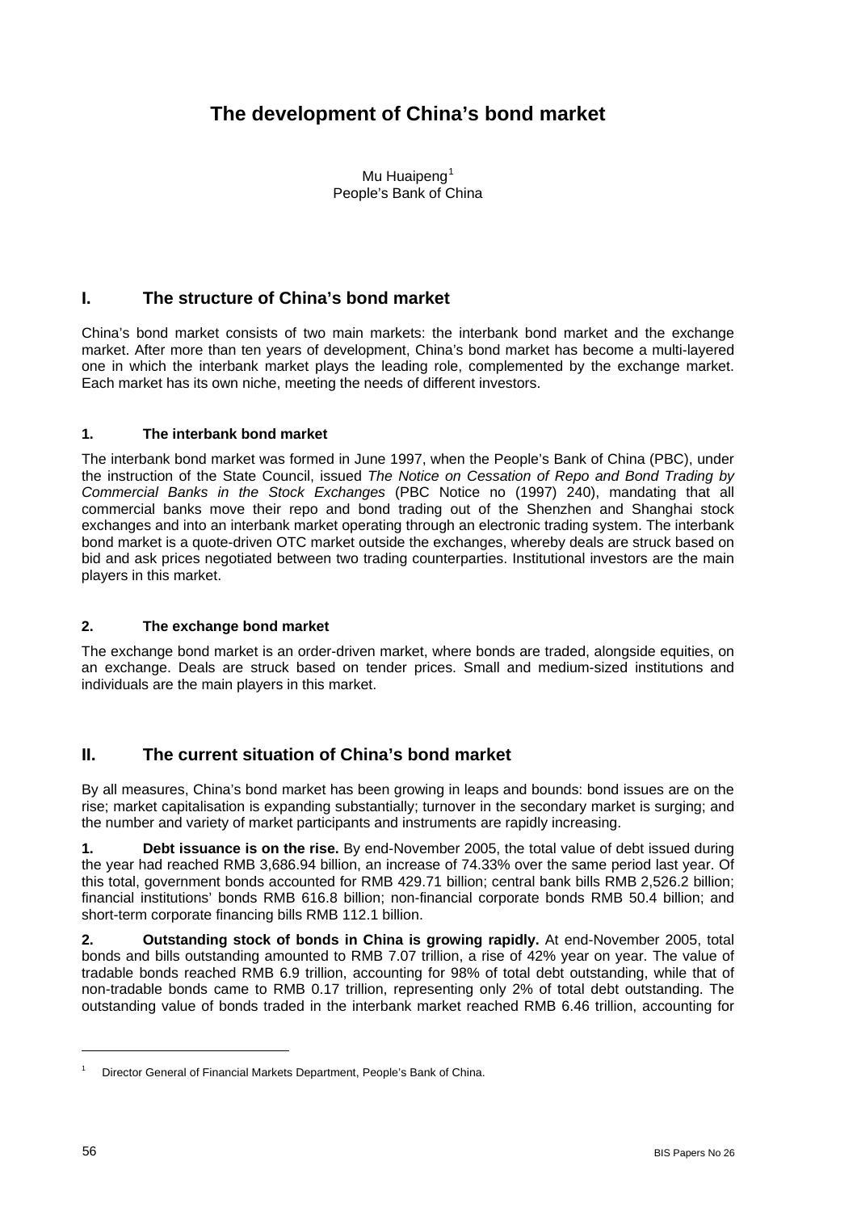# The development of China's bond market

Mu Huaipeng[1]
People's Bank of China

## I. The structure of China's bond market

China's bond market consists of two main markets: the interbank bond market and the exchange market. After more than ten years of development, China's bond market has become a multi-layered one in which the interbank market plays the leading role, complemented by the exchange market. Each market has its own niche, meeting the needs of different investors.

### 1. The interbank bond market

The interbank bond market was formed in June 1997, when the People's Bank of China (PBC), under the instruction of the State Council, issued *The Notice on Cessation of Repo and Bond Trading by Commercial Banks in the Stock Exchanges* (PBC Notice no (1997) 240), mandating that all commercial banks move their repo and bond trading out of the Shenzhen and Shanghai stock exchanges and into an interbank market operating through an electronic trading system. The interbank bond market is a quote-driven OTC market outside the exchanges, whereby deals are struck based on bid and ask prices negotiated between two trading counterparties. Institutional investors are the main players in this market.

### 2. The exchange bond market

The exchange bond market is an order-driven market, where bonds are traded, alongside equities, on an exchange. Deals are struck based on tender prices. Small and medium-sized institutions and individuals are the main players in this market.

## II. The current situation of China's bond market

By all measures, China's bond market has been growing in leaps and bounds: bond issues are on the rise; market capitalisation is expanding substantially; turnover in the secondary market is surging; and the number and variety of market participants and instruments are rapidly increasing.

**1. Debt issuance is on the rise.** By end-November 2005, the total value of debt issued during the year had reached RMB 3,686.94 billion, an increase of 74.33% over the same period last year. Of this total, government bonds accounted for RMB 429.71 billion; central bank bills RMB 2,526.2 billion; financial institutions' bonds RMB 616.8 billion; non-financial corporate bonds RMB 50.4 billion; and short-term corporate financing bills RMB 112.1 billion.

**2. Outstanding stock of bonds in China is growing rapidly.** At end-November 2005, total bonds and bills outstanding amounted to RMB 7.07 trillion, a rise of 42% year on year. The value of tradable bonds reached RMB 6.9 trillion, accounting for 98% of total debt outstanding, while that of non-tradable bonds came to RMB 0.17 trillion, representing only 2% of total debt outstanding. The outstanding value of bonds traded in the interbank market reached RMB 6.46 trillion, accounting for

[1] Director General of Financial Markets Department, People's Bank of China.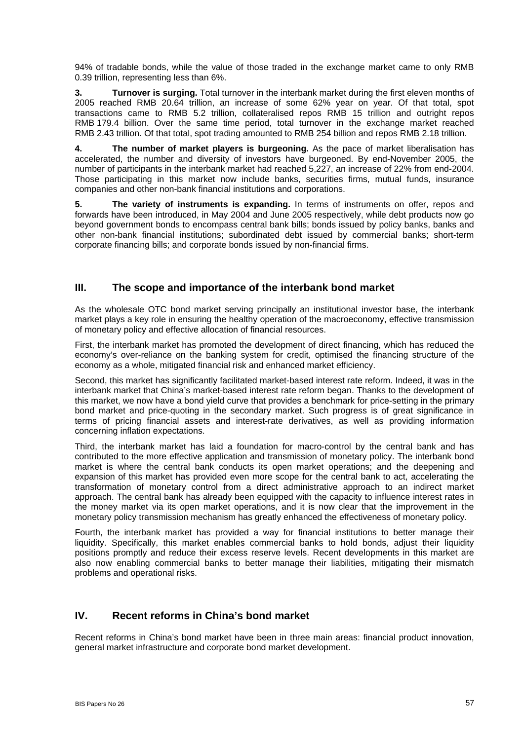94% of tradable bonds, while the value of those traded in the exchange market came to only RMB 0.39 trillion, representing less than 6%.

**3. Turnover is surging.** Total turnover in the interbank market during the first eleven months of 2005 reached RMB 20.64 trillion, an increase of some 62% year on year. Of that total, spot transactions came to RMB 5.2 trillion, collateralised repos RMB 15 trillion and outright repos RMB 179.4 billion. Over the same time period, total turnover in the exchange market reached RMB 2.43 trillion. Of that total, spot trading amounted to RMB 254 billion and repos RMB 2.18 trillion.

**4. The number of market players is burgeoning.** As the pace of market liberalisation has accelerated, the number and diversity of investors have burgeoned. By end-November 2005, the number of participants in the interbank market had reached 5,227, an increase of 22% from end-2004. Those participating in this market now include banks, securities firms, mutual funds, insurance companies and other non-bank financial institutions and corporations.

**5. The variety of instruments is expanding.** In terms of instruments on offer, repos and forwards have been introduced, in May 2004 and June 2005 respectively, while debt products now go beyond government bonds to encompass central bank bills; bonds issued by policy banks, banks and other non-bank financial institutions; subordinated debt issued by commercial banks; short-term corporate financing bills; and corporate bonds issued by non-financial firms.

## III. The scope and importance of the interbank bond market

As the wholesale OTC bond market serving principally an institutional investor base, the interbank market plays a key role in ensuring the healthy operation of the macroeconomy, effective transmission of monetary policy and effective allocation of financial resources.

First, the interbank market has promoted the development of direct financing, which has reduced the economy's over-reliance on the banking system for credit, optimised the financing structure of the economy as a whole, mitigated financial risk and enhanced market efficiency.

Second, this market has significantly facilitated market-based interest rate reform. Indeed, it was in the interbank market that China's market-based interest rate reform began. Thanks to the development of this market, we now have a bond yield curve that provides a benchmark for price-setting in the primary bond market and price-quoting in the secondary market. Such progress is of great significance in terms of pricing financial assets and interest-rate derivatives, as well as providing information concerning inflation expectations.

Third, the interbank market has laid a foundation for macro-control by the central bank and has contributed to the more effective application and transmission of monetary policy. The interbank bond market is where the central bank conducts its open market operations; and the deepening and expansion of this market has provided even more scope for the central bank to act, accelerating the transformation of monetary control from a direct administrative approach to an indirect market approach. The central bank has already been equipped with the capacity to influence interest rates in the money market via its open market operations, and it is now clear that the improvement in the monetary policy transmission mechanism has greatly enhanced the effectiveness of monetary policy.

Fourth, the interbank market has provided a way for financial institutions to better manage their liquidity. Specifically, this market enables commercial banks to hold bonds, adjust their liquidity positions promptly and reduce their excess reserve levels. Recent developments in this market are also now enabling commercial banks to better manage their liabilities, mitigating their mismatch problems and operational risks.

## IV. Recent reforms in China's bond market

Recent reforms in China's bond market have been in three main areas: financial product innovation, general market infrastructure and corporate bond market development.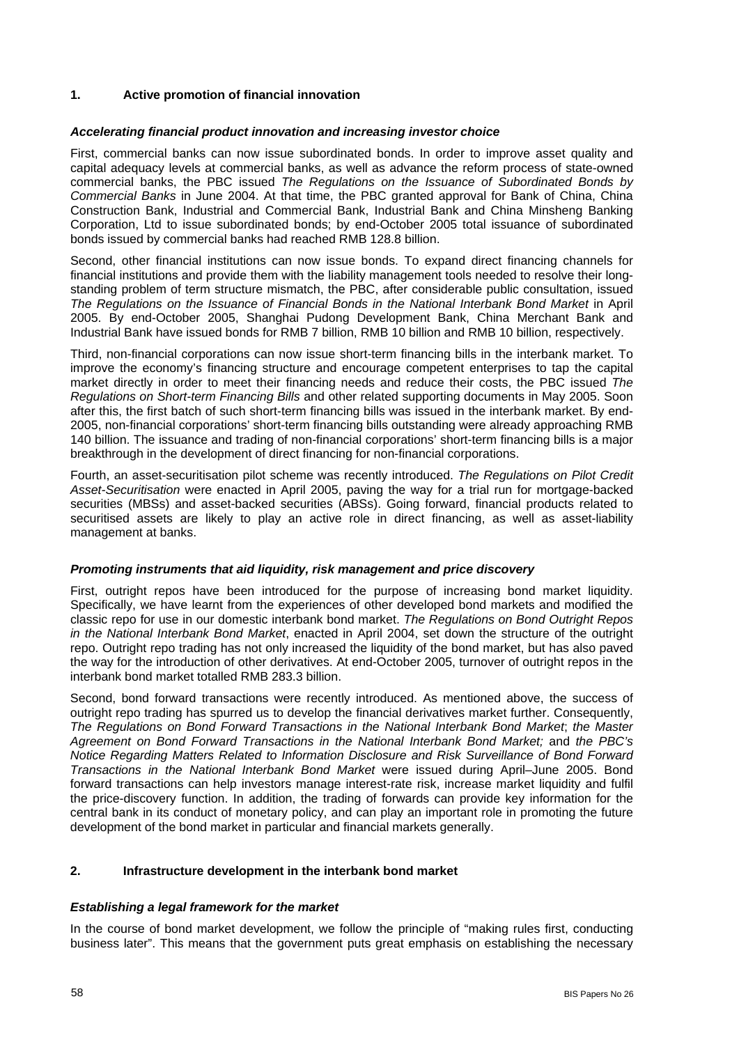## 1. Active promotion of financial innovation

### *Accelerating financial product innovation and increasing investor choice*

First, commercial banks can now issue subordinated bonds. In order to improve asset quality and capital adequacy levels at commercial banks, as well as advance the reform process of state-owned commercial banks, the PBC issued *The Regulations on the Issuance of Subordinated Bonds by Commercial Banks* in June 2004. At that time, the PBC granted approval for Bank of China, China Construction Bank, Industrial and Commercial Bank, Industrial Bank and China Minsheng Banking Corporation, Ltd to issue subordinated bonds; by end-October 2005 total issuance of subordinated bonds issued by commercial banks had reached RMB 128.8 billion.

Second, other financial institutions can now issue bonds. To expand direct financing channels for financial institutions and provide them with the liability management tools needed to resolve their long-standing problem of term structure mismatch, the PBC, after considerable public consultation, issued *The Regulations on the Issuance of Financial Bonds in the National Interbank Bond Market* in April 2005. By end-October 2005, Shanghai Pudong Development Bank, China Merchant Bank and Industrial Bank have issued bonds for RMB 7 billion, RMB 10 billion and RMB 10 billion, respectively.

Third, non-financial corporations can now issue short-term financing bills in the interbank market. To improve the economy's financing structure and encourage competent enterprises to tap the capital market directly in order to meet their financing needs and reduce their costs, the PBC issued *The Regulations on Short-term Financing Bills* and other related supporting documents in May 2005. Soon after this, the first batch of such short-term financing bills was issued in the interbank market. By end-2005, non-financial corporations' short-term financing bills outstanding were already approaching RMB 140 billion. The issuance and trading of non-financial corporations' short-term financing bills is a major breakthrough in the development of direct financing for non-financial corporations.

Fourth, an asset-securitisation pilot scheme was recently introduced. *The Regulations on Pilot Credit Asset-Securitisation* were enacted in April 2005, paving the way for a trial run for mortgage-backed securities (MBSs) and asset-backed securities (ABSs). Going forward, financial products related to securitised assets are likely to play an active role in direct financing, as well as asset-liability management at banks.

### *Promoting instruments that aid liquidity, risk management and price discovery*

First, outright repos have been introduced for the purpose of increasing bond market liquidity. Specifically, we have learnt from the experiences of other developed bond markets and modified the classic repo for use in our domestic interbank bond market. *The Regulations on Bond Outright Repos in the National Interbank Bond Market*, enacted in April 2004, set down the structure of the outright repo. Outright repo trading has not only increased the liquidity of the bond market, but has also paved the way for the introduction of other derivatives. At end-October 2005, turnover of outright repos in the interbank bond market totalled RMB 283.3 billion.

Second, bond forward transactions were recently introduced. As mentioned above, the success of outright repo trading has spurred us to develop the financial derivatives market further. Consequently, *The Regulations on Bond Forward Transactions in the National Interbank Bond Market*; *the Master Agreement on Bond Forward Transactions in the National Interbank Bond Market;* and *the PBC's Notice Regarding Matters Related to Information Disclosure and Risk Surveillance of Bond Forward Transactions in the National Interbank Bond Market* were issued during April–June 2005. Bond forward transactions can help investors manage interest-rate risk, increase market liquidity and fulfil the price-discovery function. In addition, the trading of forwards can provide key information for the central bank in its conduct of monetary policy, and can play an important role in promoting the future development of the bond market in particular and financial markets generally.

## 2. Infrastructure development in the interbank bond market

### *Establishing a legal framework for the market*

In the course of bond market development, we follow the principle of "making rules first, conducting business later". This means that the government puts great emphasis on establishing the necessary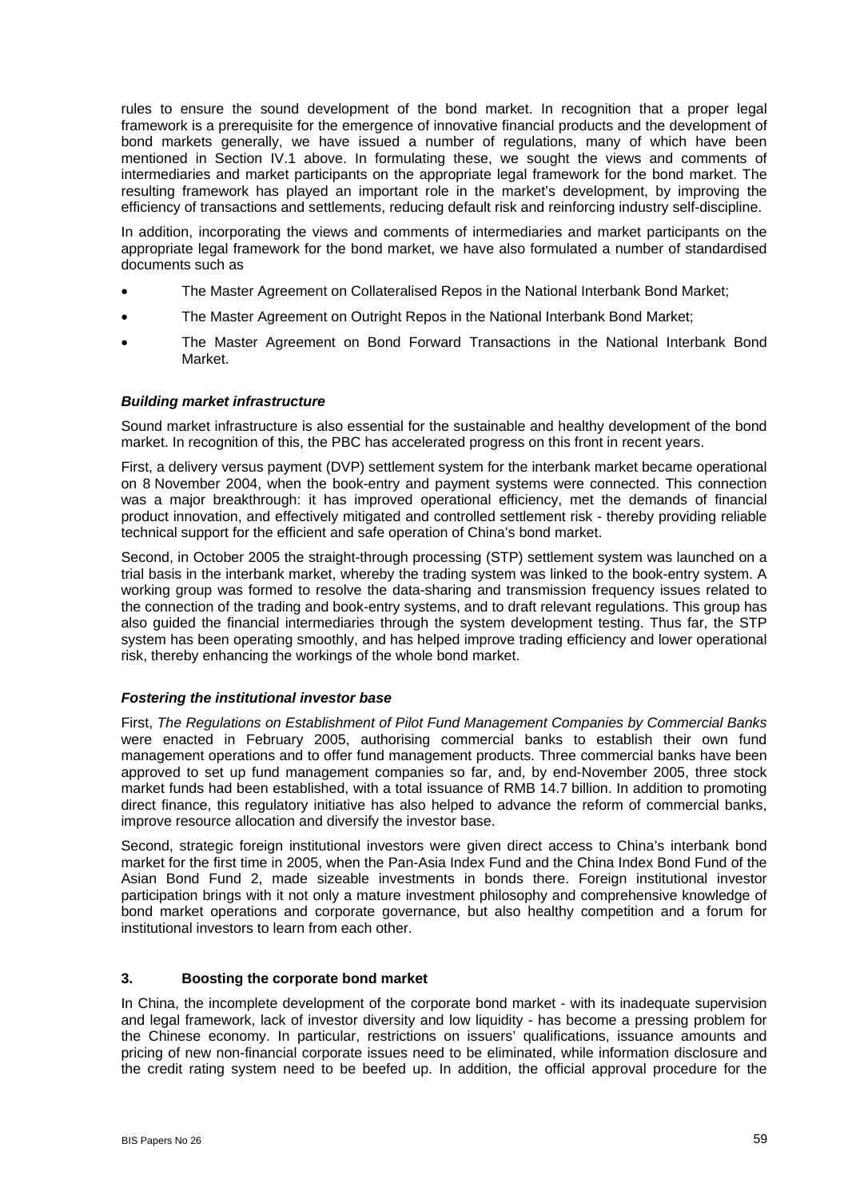rules to ensure the sound development of the bond market. In recognition that a proper legal framework is a prerequisite for the emergence of innovative financial products and the development of bond markets generally, we have issued a number of regulations, many of which have been mentioned in Section IV.1 above. In formulating these, we sought the views and comments of intermediaries and market participants on the appropriate legal framework for the bond market. The resulting framework has played an important role in the market's development, by improving the efficiency of transactions and settlements, reducing default risk and reinforcing industry self-discipline.

In addition, incorporating the views and comments of intermediaries and market participants on the appropriate legal framework for the bond market, we have also formulated a number of standardised documents such as

- The Master Agreement on Collateralised Repos in the National Interbank Bond Market;
- The Master Agreement on Outright Repos in the National Interbank Bond Market;
- The Master Agreement on Bond Forward Transactions in the National Interbank Bond Market.

### *Building market infrastructure*

Sound market infrastructure is also essential for the sustainable and healthy development of the bond market. In recognition of this, the PBC has accelerated progress on this front in recent years.

First, a delivery versus payment (DVP) settlement system for the interbank market became operational on 8 November 2004, when the book-entry and payment systems were connected. This connection was a major breakthrough: it has improved operational efficiency, met the demands of financial product innovation, and effectively mitigated and controlled settlement risk - thereby providing reliable technical support for the efficient and safe operation of China's bond market.

Second, in October 2005 the straight-through processing (STP) settlement system was launched on a trial basis in the interbank market, whereby the trading system was linked to the book-entry system. A working group was formed to resolve the data-sharing and transmission frequency issues related to the connection of the trading and book-entry systems, and to draft relevant regulations. This group has also guided the financial intermediaries through the system development testing. Thus far, the STP system has been operating smoothly, and has helped improve trading efficiency and lower operational risk, thereby enhancing the workings of the whole bond market.

### *Fostering the institutional investor base*

First, *The Regulations on Establishment of Pilot Fund Management Companies by Commercial Banks* were enacted in February 2005, authorising commercial banks to establish their own fund management operations and to offer fund management products. Three commercial banks have been approved to set up fund management companies so far, and, by end-November 2005, three stock market funds had been established, with a total issuance of RMB 14.7 billion. In addition to promoting direct finance, this regulatory initiative has also helped to advance the reform of commercial banks, improve resource allocation and diversify the investor base.

Second, strategic foreign institutional investors were given direct access to China's interbank bond market for the first time in 2005, when the Pan-Asia Index Fund and the China Index Bond Fund of the Asian Bond Fund 2, made sizeable investments in bonds there. Foreign institutional investor participation brings with it not only a mature investment philosophy and comprehensive knowledge of bond market operations and corporate governance, but also healthy competition and a forum for institutional investors to learn from each other.

## 3. Boosting the corporate bond market

In China, the incomplete development of the corporate bond market - with its inadequate supervision and legal framework, lack of investor diversity and low liquidity - has become a pressing problem for the Chinese economy. In particular, restrictions on issuers' qualifications, issuance amounts and pricing of new non-financial corporate issues need to be eliminated, while information disclosure and the credit rating system need to be beefed up. In addition, the official approval procedure for the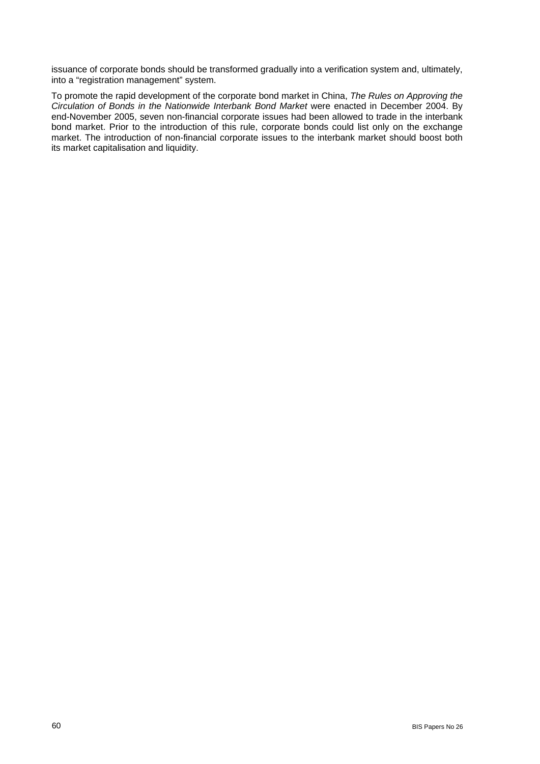issuance of corporate bonds should be transformed gradually into a verification system and, ultimately, into a "registration management" system.

To promote the rapid development of the corporate bond market in China, *The Rules on Approving the Circulation of Bonds in the Nationwide Interbank Bond Market* were enacted in December 2004. By end-November 2005, seven non-financial corporate issues had been allowed to trade in the interbank bond market. Prior to the introduction of this rule, corporate bonds could list only on the exchange market. The introduction of non-financial corporate issues to the interbank market should boost both its market capitalisation and liquidity.